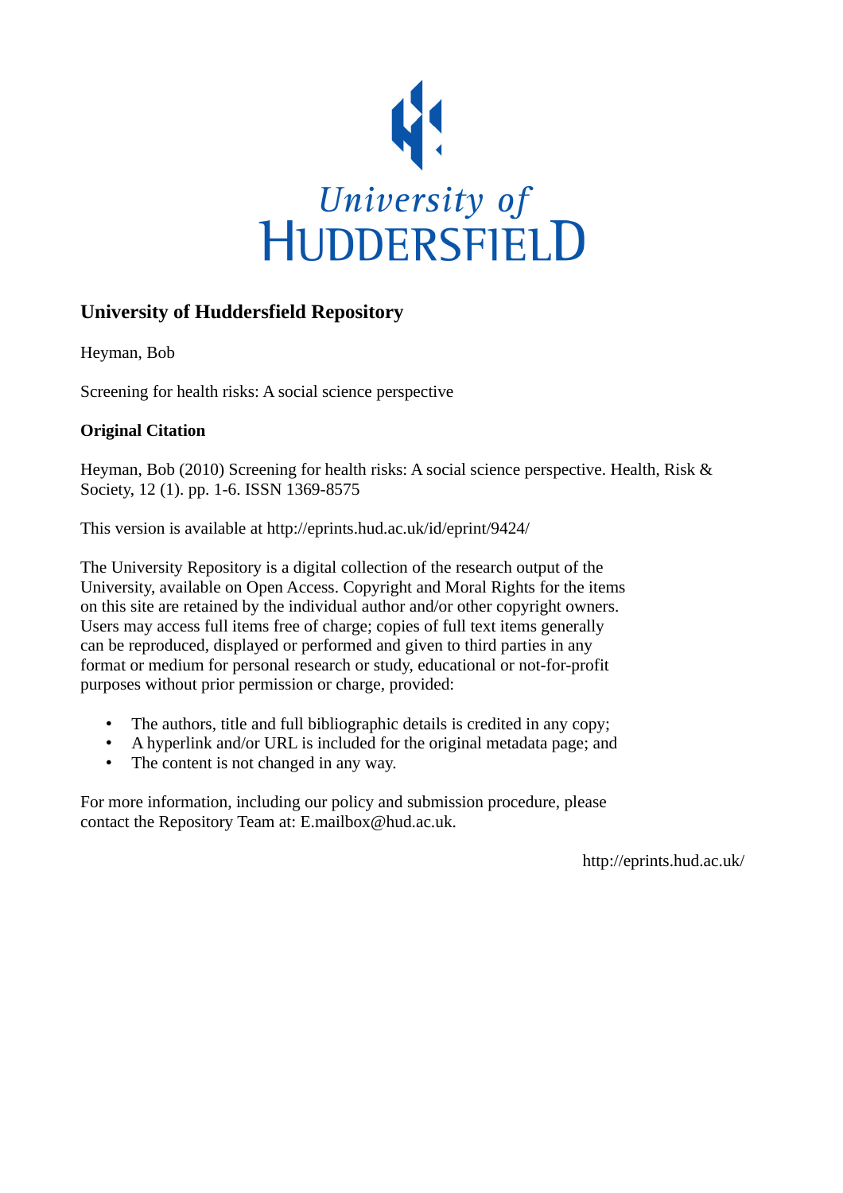University of
HUDDERSFIELD

## University of Huddersfield Repository

Heyman, Bob

Screening for health risks: A social science perspective

### Original Citation

Heyman, Bob (2010) Screening for health risks: A social science perspective. Health, Risk & Society, 12 (1). pp. 1-6. ISSN 1369-8575

This version is available at http://eprints.hud.ac.uk/id/eprint/9424/

The University Repository is a digital collection of the research output of the University, available on Open Access. Copyright and Moral Rights for the items on this site are retained by the individual author and/or other copyright owners. Users may access full items free of charge; copies of full text items generally can be reproduced, displayed or performed and given to third parties in any format or medium for personal research or study, educational or not-for-profit purposes without prior permission or charge, provided:

- The authors, title and full bibliographic details is credited in any copy;
- A hyperlink and/or URL is included for the original metadata page; and
- The content is not changed in any way.

For more information, including our policy and submission procedure, please contact the Repository Team at: E.mailbox@hud.ac.uk.

http://eprints.hud.ac.uk/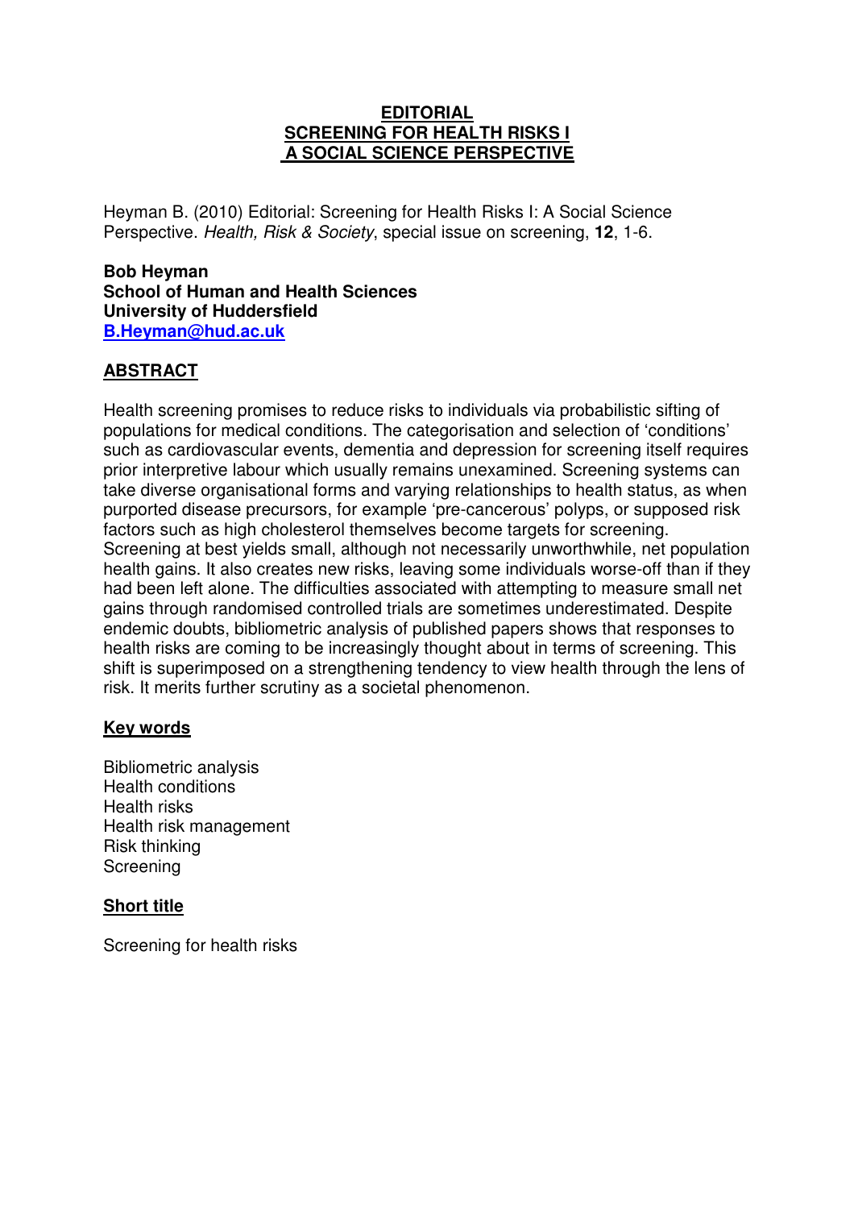**EDITORIAL**
**SCREENING FOR HEALTH RISKS I**
**A SOCIAL SCIENCE PERSPECTIVE**

Heyman B. (2010) Editorial: Screening for Health Risks I: A Social Science Perspective. *Health, Risk & Society*, special issue on screening, **12**, 1-6.

**Bob Heyman**
**School of Human and Health Sciences**
**University of Huddersfield**
**B.Heyman@hud.ac.uk**

## ABSTRACT

Health screening promises to reduce risks to individuals via probabilistic sifting of populations for medical conditions. The categorisation and selection of 'conditions' such as cardiovascular events, dementia and depression for screening itself requires prior interpretive labour which usually remains unexamined. Screening systems can take diverse organisational forms and varying relationships to health status, as when purported disease precursors, for example 'pre-cancerous' polyps, or supposed risk factors such as high cholesterol themselves become targets for screening. Screening at best yields small, although not necessarily unworthwhile, net population health gains. It also creates new risks, leaving some individuals worse-off than if they had been left alone. The difficulties associated with attempting to measure small net gains through randomised controlled trials are sometimes underestimated. Despite endemic doubts, bibliometric analysis of published papers shows that responses to health risks are coming to be increasingly thought about in terms of screening. This shift is superimposed on a strengthening tendency to view health through the lens of risk. It merits further scrutiny as a societal phenomenon.

## Key words

Bibliometric analysis
Health conditions
Health risks
Health risk management
Risk thinking
Screening

## Short title

Screening for health risks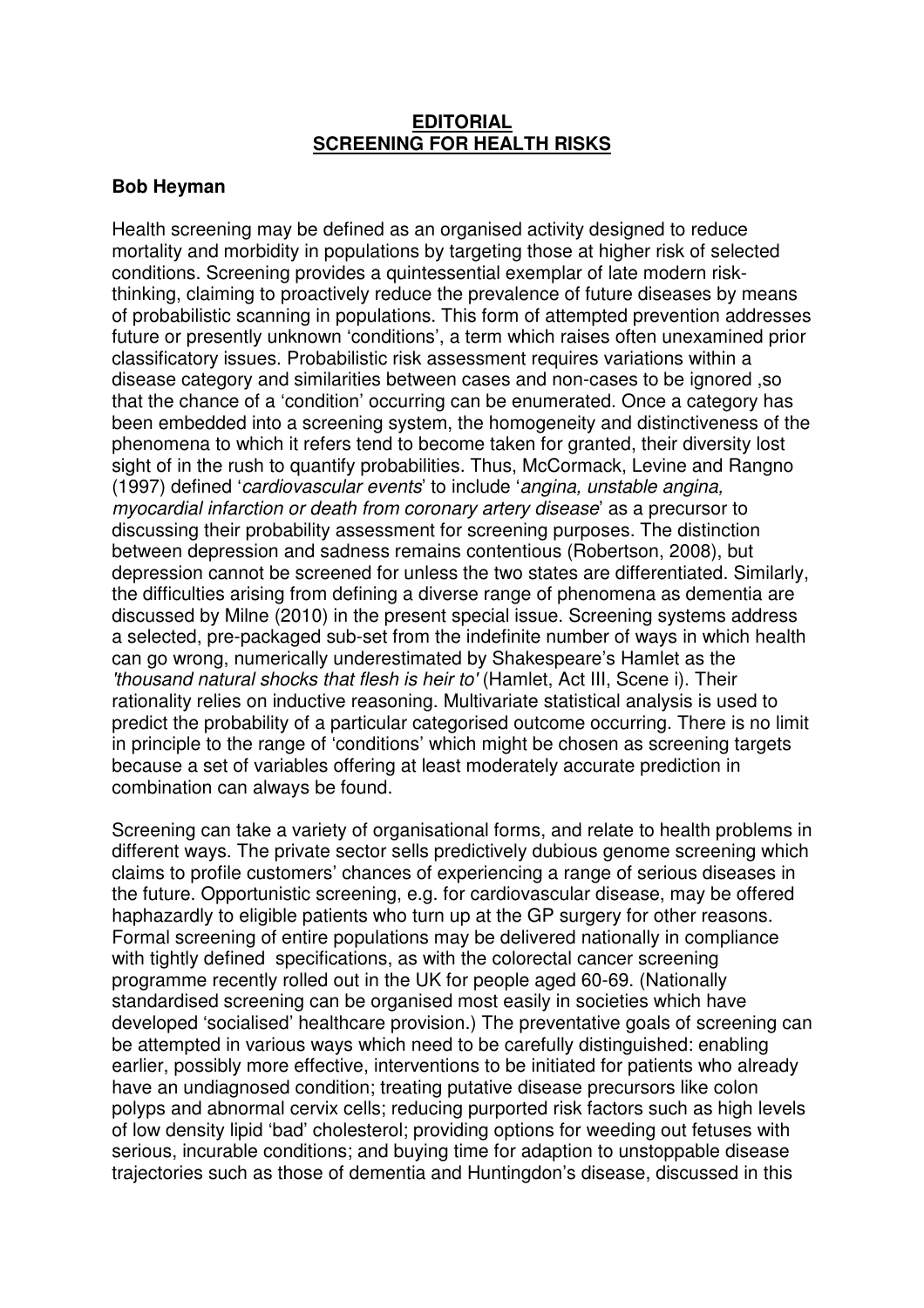**EDITORIAL**
**SCREENING FOR HEALTH RISKS**

**Bob Heyman**

Health screening may be defined as an organised activity designed to reduce mortality and morbidity in populations by targeting those at higher risk of selected conditions. Screening provides a quintessential exemplar of late modern risk-thinking, claiming to proactively reduce the prevalence of future diseases by means of probabilistic scanning in populations. This form of attempted prevention addresses future or presently unknown 'conditions', a term which raises often unexamined prior classificatory issues. Probabilistic risk assessment requires variations within a disease category and similarities between cases and non-cases to be ignored ,so that the chance of a 'condition' occurring can be enumerated. Once a category has been embedded into a screening system, the homogeneity and distinctiveness of the phenomena to which it refers tend to become taken for granted, their diversity lost sight of in the rush to quantify probabilities. Thus, McCormack, Levine and Rangno (1997) defined '*cardiovascular events*' to include '*angina, unstable angina, myocardial infarction or death from coronary artery disease*' as a precursor to discussing their probability assessment for screening purposes. The distinction between depression and sadness remains contentious (Robertson, 2008), but depression cannot be screened for unless the two states are differentiated. Similarly, the difficulties arising from defining a diverse range of phenomena as dementia are discussed by Milne (2010) in the present special issue. Screening systems address a selected, pre-packaged sub-set from the indefinite number of ways in which health can go wrong, numerically underestimated by Shakespeare's Hamlet as the *'thousand natural shocks that flesh is heir to'* (Hamlet, Act III, Scene i). Their rationality relies on inductive reasoning. Multivariate statistical analysis is used to predict the probability of a particular categorised outcome occurring. There is no limit in principle to the range of 'conditions' which might be chosen as screening targets because a set of variables offering at least moderately accurate prediction in combination can always be found.

Screening can take a variety of organisational forms, and relate to health problems in different ways. The private sector sells predictively dubious genome screening which claims to profile customers' chances of experiencing a range of serious diseases in the future. Opportunistic screening, e.g. for cardiovascular disease, may be offered haphazardly to eligible patients who turn up at the GP surgery for other reasons. Formal screening of entire populations may be delivered nationally in compliance with tightly defined specifications, as with the colorectal cancer screening programme recently rolled out in the UK for people aged 60-69. (Nationally standardised screening can be organised most easily in societies which have developed 'socialised' healthcare provision.) The preventative goals of screening can be attempted in various ways which need to be carefully distinguished: enabling earlier, possibly more effective, interventions to be initiated for patients who already have an undiagnosed condition; treating putative disease precursors like colon polyps and abnormal cervix cells; reducing purported risk factors such as high levels of low density lipid 'bad' cholesterol; providing options for weeding out fetuses with serious, incurable conditions; and buying time for adaption to unstoppable disease trajectories such as those of dementia and Huntingdon's disease, discussed in this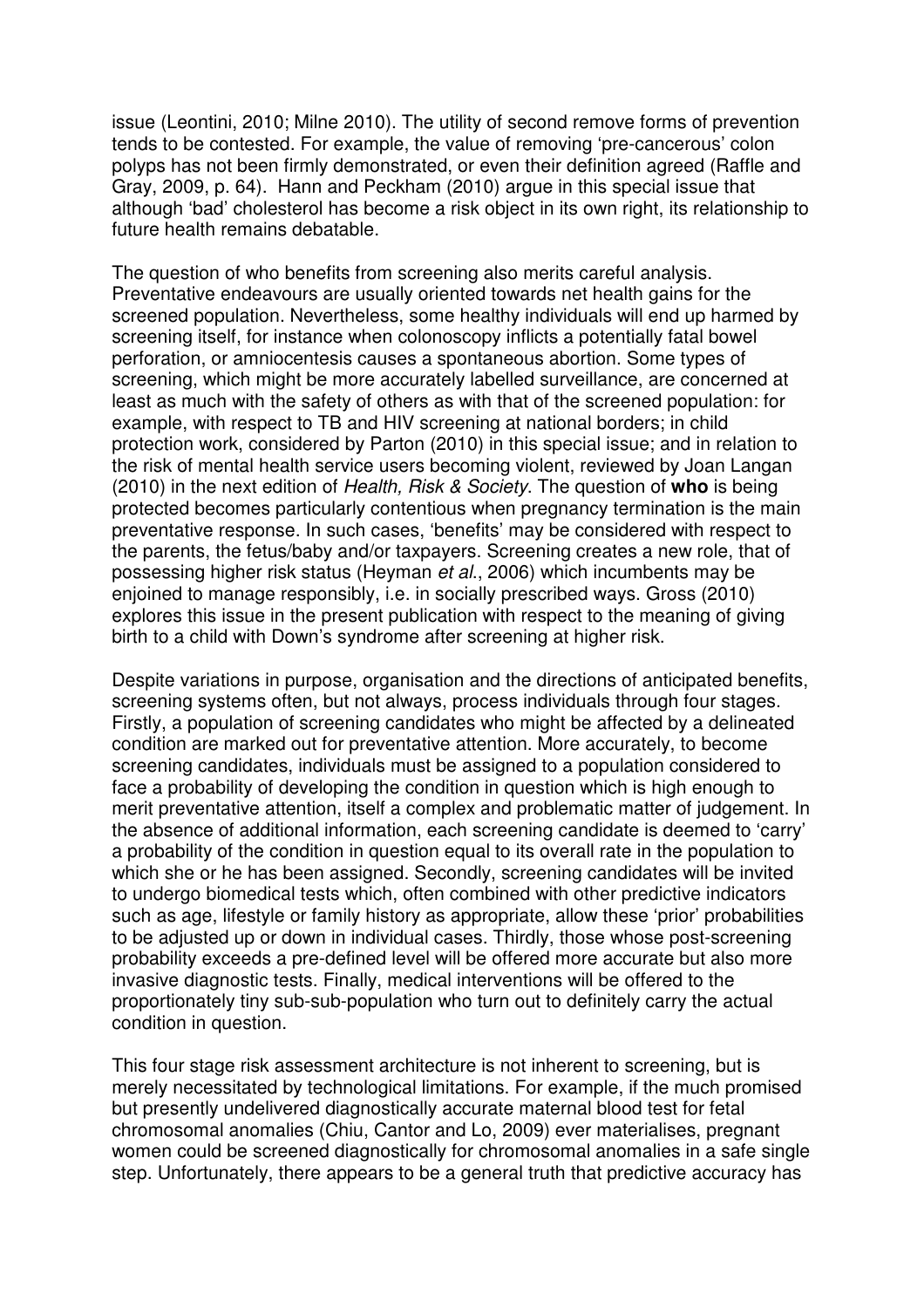issue (Leontini, 2010; Milne 2010). The utility of second remove forms of prevention tends to be contested. For example, the value of removing 'pre-cancerous' colon polyps has not been firmly demonstrated, or even their definition agreed (Raffle and Gray, 2009, p. 64). Hann and Peckham (2010) argue in this special issue that although 'bad' cholesterol has become a risk object in its own right, its relationship to future health remains debatable.

The question of who benefits from screening also merits careful analysis. Preventative endeavours are usually oriented towards net health gains for the screened population. Nevertheless, some healthy individuals will end up harmed by screening itself, for instance when colonoscopy inflicts a potentially fatal bowel perforation, or amniocentesis causes a spontaneous abortion. Some types of screening, which might be more accurately labelled surveillance, are concerned at least as much with the safety of others as with that of the screened population: for example, with respect to TB and HIV screening at national borders; in child protection work, considered by Parton (2010) in this special issue; and in relation to the risk of mental health service users becoming violent, reviewed by Joan Langan (2010) in the next edition of *Health, Risk & Society*. The question of **who** is being protected becomes particularly contentious when pregnancy termination is the main preventative response. In such cases, 'benefits' may be considered with respect to the parents, the fetus/baby and/or taxpayers. Screening creates a new role, that of possessing higher risk status (Heyman *et al*., 2006) which incumbents may be enjoined to manage responsibly, i.e. in socially prescribed ways. Gross (2010) explores this issue in the present publication with respect to the meaning of giving birth to a child with Down's syndrome after screening at higher risk.

Despite variations in purpose, organisation and the directions of anticipated benefits, screening systems often, but not always, process individuals through four stages. Firstly, a population of screening candidates who might be affected by a delineated condition are marked out for preventative attention. More accurately, to become screening candidates, individuals must be assigned to a population considered to face a probability of developing the condition in question which is high enough to merit preventative attention, itself a complex and problematic matter of judgement. In the absence of additional information, each screening candidate is deemed to 'carry' a probability of the condition in question equal to its overall rate in the population to which she or he has been assigned. Secondly, screening candidates will be invited to undergo biomedical tests which, often combined with other predictive indicators such as age, lifestyle or family history as appropriate, allow these 'prior' probabilities to be adjusted up or down in individual cases. Thirdly, those whose post-screening probability exceeds a pre-defined level will be offered more accurate but also more invasive diagnostic tests. Finally, medical interventions will be offered to the proportionately tiny sub-sub-population who turn out to definitely carry the actual condition in question.

This four stage risk assessment architecture is not inherent to screening, but is merely necessitated by technological limitations. For example, if the much promised but presently undelivered diagnostically accurate maternal blood test for fetal chromosomal anomalies (Chiu, Cantor and Lo, 2009) ever materialises, pregnant women could be screened diagnostically for chromosomal anomalies in a safe single step. Unfortunately, there appears to be a general truth that predictive accuracy has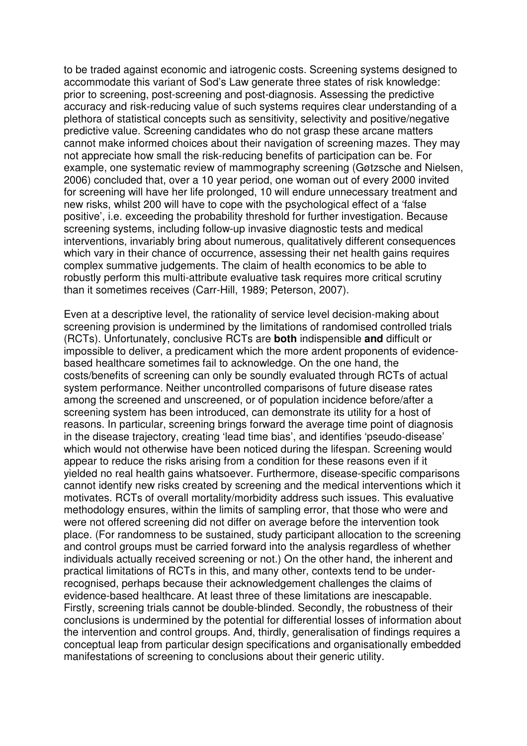to be traded against economic and iatrogenic costs. Screening systems designed to accommodate this variant of Sod's Law generate three states of risk knowledge: prior to screening, post-screening and post-diagnosis. Assessing the predictive accuracy and risk-reducing value of such systems requires clear understanding of a plethora of statistical concepts such as sensitivity, selectivity and positive/negative predictive value. Screening candidates who do not grasp these arcane matters cannot make informed choices about their navigation of screening mazes. They may not appreciate how small the risk-reducing benefits of participation can be. For example, one systematic review of mammography screening (Gøtzsche and Nielsen, 2006) concluded that, over a 10 year period, one woman out of every 2000 invited for screening will have her life prolonged, 10 will endure unnecessary treatment and new risks, whilst 200 will have to cope with the psychological effect of a 'false positive', i.e. exceeding the probability threshold for further investigation. Because screening systems, including follow-up invasive diagnostic tests and medical interventions, invariably bring about numerous, qualitatively different consequences which vary in their chance of occurrence, assessing their net health gains requires complex summative judgements. The claim of health economics to be able to robustly perform this multi-attribute evaluative task requires more critical scrutiny than it sometimes receives (Carr-Hill, 1989; Peterson, 2007).

Even at a descriptive level, the rationality of service level decision-making about screening provision is undermined by the limitations of randomised controlled trials (RCTs). Unfortunately, conclusive RCTs are **both** indispensible **and** difficult or impossible to deliver, a predicament which the more ardent proponents of evidence-based healthcare sometimes fail to acknowledge. On the one hand, the costs/benefits of screening can only be soundly evaluated through RCTs of actual system performance. Neither uncontrolled comparisons of future disease rates among the screened and unscreened, or of population incidence before/after a screening system has been introduced, can demonstrate its utility for a host of reasons. In particular, screening brings forward the average time point of diagnosis in the disease trajectory, creating 'lead time bias', and identifies 'pseudo-disease' which would not otherwise have been noticed during the lifespan. Screening would appear to reduce the risks arising from a condition for these reasons even if it yielded no real health gains whatsoever. Furthermore, disease-specific comparisons cannot identify new risks created by screening and the medical interventions which it motivates. RCTs of overall mortality/morbidity address such issues. This evaluative methodology ensures, within the limits of sampling error, that those who were and were not offered screening did not differ on average before the intervention took place. (For randomness to be sustained, study participant allocation to the screening and control groups must be carried forward into the analysis regardless of whether individuals actually received screening or not.) On the other hand, the inherent and practical limitations of RCTs in this, and many other, contexts tend to be under-recognised, perhaps because their acknowledgement challenges the claims of evidence-based healthcare. At least three of these limitations are inescapable. Firstly, screening trials cannot be double-blinded. Secondly, the robustness of their conclusions is undermined by the potential for differential losses of information about the intervention and control groups. And, thirdly, generalisation of findings requires a conceptual leap from particular design specifications and organisationally embedded manifestations of screening to conclusions about their generic utility.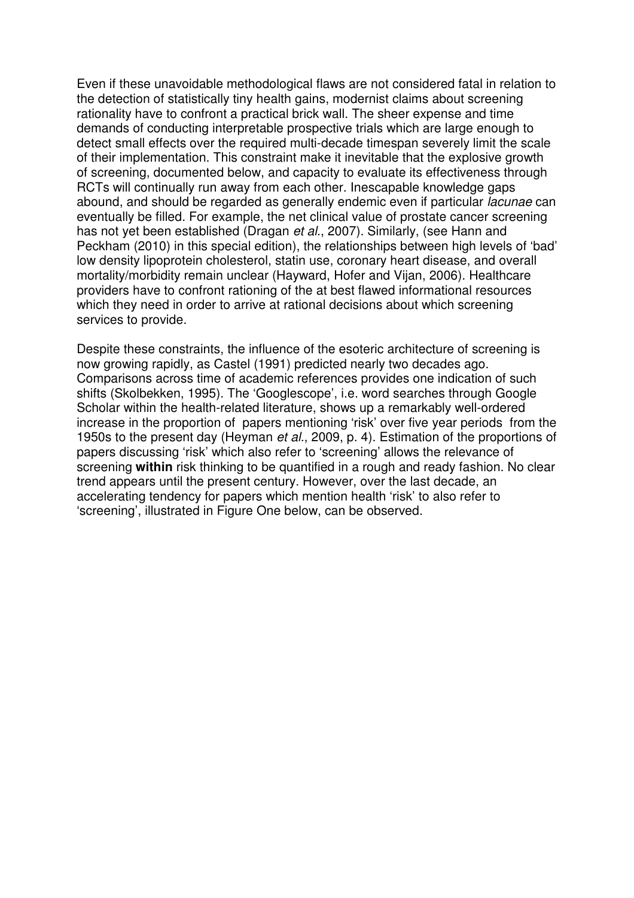Even if these unavoidable methodological flaws are not considered fatal in relation to the detection of statistically tiny health gains, modernist claims about screening rationality have to confront a practical brick wall. The sheer expense and time demands of conducting interpretable prospective trials which are large enough to detect small effects over the required multi-decade timespan severely limit the scale of their implementation. This constraint make it inevitable that the explosive growth of screening, documented below, and capacity to evaluate its effectiveness through RCTs will continually run away from each other. Inescapable knowledge gaps abound, and should be regarded as generally endemic even if particular *lacunae* can eventually be filled. For example, the net clinical value of prostate cancer screening has not yet been established (Dragan *et al*., 2007). Similarly, (see Hann and Peckham (2010) in this special edition), the relationships between high levels of 'bad' low density lipoprotein cholesterol, statin use, coronary heart disease, and overall mortality/morbidity remain unclear (Hayward, Hofer and Vijan, 2006). Healthcare providers have to confront rationing of the at best flawed informational resources which they need in order to arrive at rational decisions about which screening services to provide.

Despite these constraints, the influence of the esoteric architecture of screening is now growing rapidly, as Castel (1991) predicted nearly two decades ago. Comparisons across time of academic references provides one indication of such shifts (Skolbekken, 1995). The 'Googlescope', i.e. word searches through Google Scholar within the health-related literature, shows up a remarkably well-ordered increase in the proportion of papers mentioning 'risk' over five year periods from the 1950s to the present day (Heyman *et al*., 2009, p. 4). Estimation of the proportions of papers discussing 'risk' which also refer to 'screening' allows the relevance of screening **within** risk thinking to be quantified in a rough and ready fashion. No clear trend appears until the present century. However, over the last decade, an accelerating tendency for papers which mention health 'risk' to also refer to 'screening', illustrated in Figure One below, can be observed.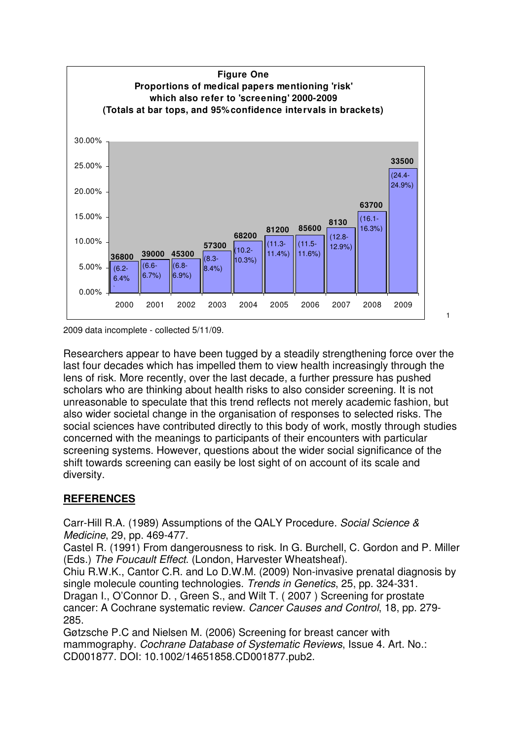**Figure One**
**Proportions of medical papers mentioning 'risk' which also refer to 'screening' 2000-2009**
**(Totals at bar tops, and 95% confidence intervals in brackets)**

| Year | Total | 95% CI |
|---|---|---|
| 2000 | 36800 | (6.2-6.4% |
| 2001 | 39000 | (6.6-6.7%) |
| 2002 | 45300 | (6.8-6.9%) |
| 2003 | 57300 | (8.3-8.4%) |
| 2004 | 68200 | (10.2-10.3%) |
| 2005 | 81200 | (11.3-11.4%) |
| 2006 | 85600 | (11.5-11.6%) |
| 2007 | 8130 | (12.8-12.9%) |
| 2008 | 63700 | (16.1-16.3%) |
| 2009 | 33500 | (24.4-24.9%) |

2009 data incomplete - collected 5/11/09.

Researchers appear to have been tugged by a steadily strengthening force over the last four decades which has impelled them to view health increasingly through the lens of risk. More recently, over the last decade, a further pressure has pushed scholars who are thinking about health risks to also consider screening. It is not unreasonable to speculate that this trend reflects not merely academic fashion, but also wider societal change in the organisation of responses to selected risks. The social sciences have contributed directly to this body of work, mostly through studies concerned with the meanings to participants of their encounters with particular screening systems. However, questions about the wider social significance of the shift towards screening can easily be lost sight of on account of its scale and diversity.

## REFERENCES

Carr-Hill R.A. (1989) Assumptions of the QALY Procedure. *Social Science & Medicine*, 29, pp. 469-477.
Castel R. (1991) From dangerousness to risk. In G. Burchell, C. Gordon and P. Miller (Eds.) *The Foucault Effect*. (London, Harvester Wheatsheaf).
Chiu R.W.K., Cantor C.R. and Lo D.W.M. (2009) Non-invasive prenatal diagnosis by single molecule counting technologies. *Trends in Genetics*, 25, pp. 324-331.
Dragan I., O'Connor D. , Green S., and Wilt T. ( 2007 ) Screening for prostate cancer: A Cochrane systematic review. *Cancer Causes and Control*, 18, pp. 279-285.
Gøtzsche P.C and Nielsen M. (2006) Screening for breast cancer with mammography. *Cochrane Database of Systematic Reviews*, Issue 4. Art. No.: CD001877. DOI: 10.1002/14651858.CD001877.pub2.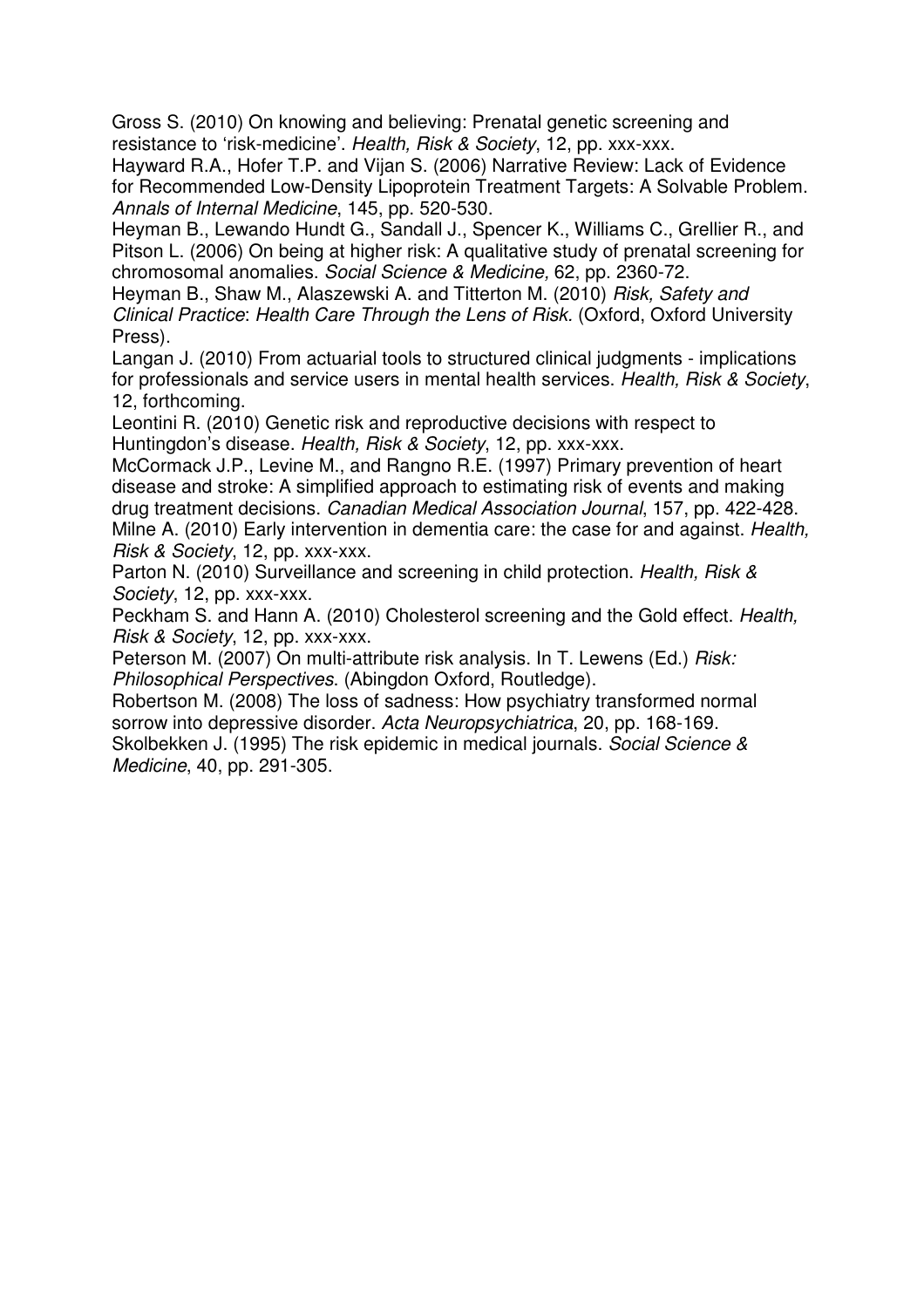Gross S. (2010) On knowing and believing: Prenatal genetic screening and resistance to 'risk-medicine'. *Health, Risk & Society*, 12, pp. xxx-xxx.

Hayward R.A., Hofer T.P. and Vijan S. (2006) Narrative Review: Lack of Evidence for Recommended Low-Density Lipoprotein Treatment Targets: A Solvable Problem. *Annals of Internal Medicine*, 145, pp. 520-530.

Heyman B., Lewando Hundt G., Sandall J., Spencer K., Williams C., Grellier R., and Pitson L. (2006) On being at higher risk: A qualitative study of prenatal screening for chromosomal anomalies. *Social Science & Medicine,* 62, pp. 2360-72.

Heyman B., Shaw M., Alaszewski A. and Titterton M. (2010) *Risk, Safety and Clinical Practice*: *Health Care Through the Lens of Risk.* (Oxford, Oxford University Press).

Langan J. (2010) From actuarial tools to structured clinical judgments - implications for professionals and service users in mental health services. *Health, Risk & Society*, 12, forthcoming.

Leontini R. (2010) Genetic risk and reproductive decisions with respect to Huntingdon's disease. *Health, Risk & Society*, 12, pp. xxx-xxx.

McCormack J.P., Levine M., and Rangno R.E. (1997) Primary prevention of heart disease and stroke: A simplified approach to estimating risk of events and making drug treatment decisions. *Canadian Medical Association Journal*, 157, pp. 422-428.

Milne A. (2010) Early intervention in dementia care: the case for and against. *Health, Risk & Society*, 12, pp. xxx-xxx.

Parton N. (2010) Surveillance and screening in child protection. *Health, Risk & Society*, 12, pp. xxx-xxx.

Peckham S. and Hann A. (2010) Cholesterol screening and the Gold effect. *Health, Risk & Society*, 12, pp. xxx-xxx.

Peterson M. (2007) On multi-attribute risk analysis. In T. Lewens (Ed.) *Risk: Philosophical Perspectives*. (Abingdon Oxford, Routledge).

Robertson M. (2008) The loss of sadness: How psychiatry transformed normal sorrow into depressive disorder. *Acta Neuropsychiatrica*, 20, pp. 168-169.

Skolbekken J. (1995) The risk epidemic in medical journals. *Social Science & Medicine*, 40, pp. 291-305.